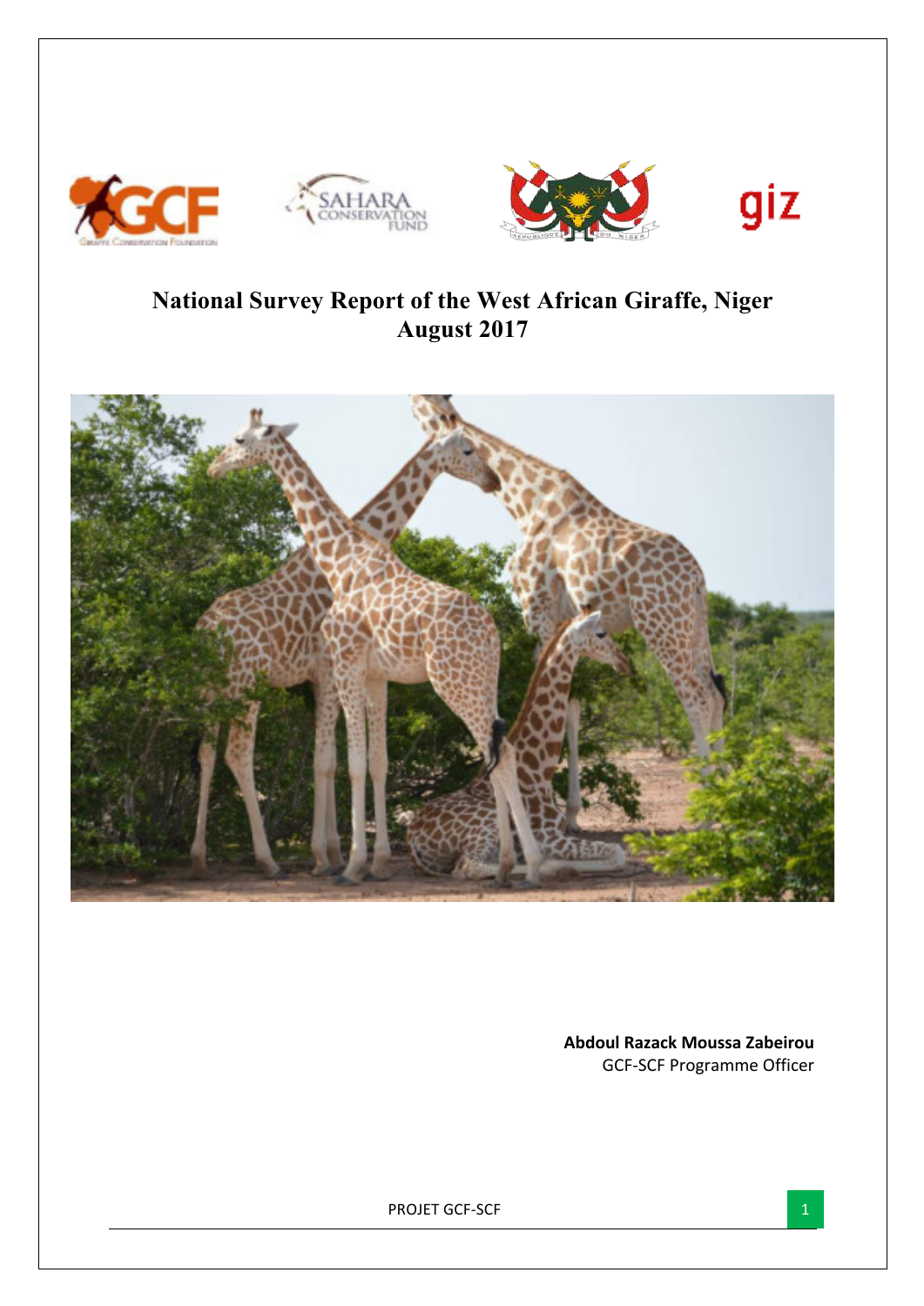# National Survey Report of the West African Giraffe, Niger
# August 2017

**Abdoul Razack Moussa Zabeirou**
GCF-SCF Programme Officer

PROJET GCF-SCF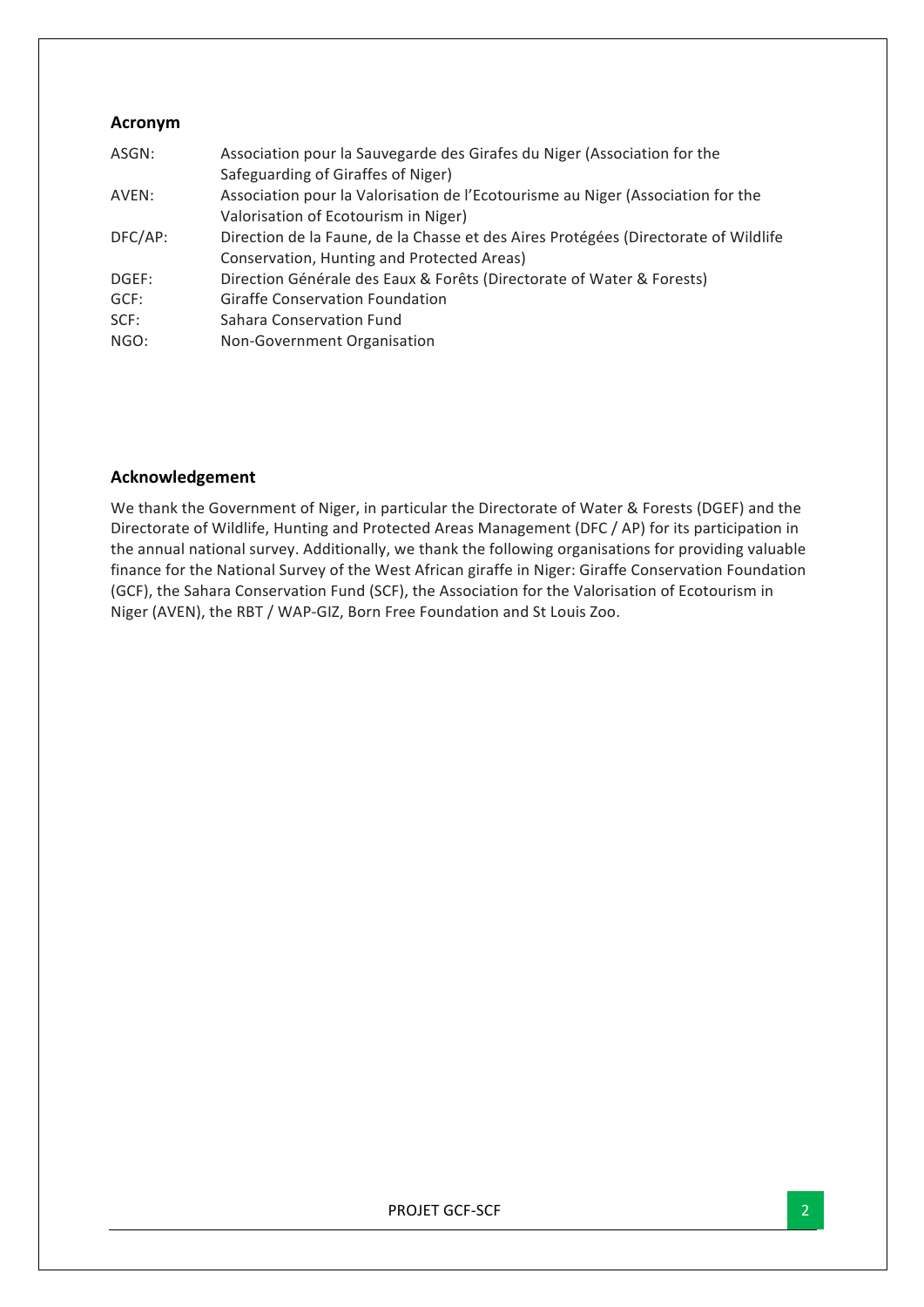## Acronym

| | |
|---|---|
| ASGN: | Association pour la Sauvegarde des Girafes du Niger (Association for the Safeguarding of Giraffes of Niger) |
| AVEN: | Association pour la Valorisation de l'Ecotourisme au Niger (Association for the Valorisation of Ecotourism in Niger) |
| DFC/AP: | Direction de la Faune, de la Chasse et des Aires Protégées (Directorate of Wildlife Conservation, Hunting and Protected Areas) |
| DGEF: | Direction Générale des Eaux & Forêts (Directorate of Water & Forests) |
| GCF: | Giraffe Conservation Foundation |
| SCF: | Sahara Conservation Fund |
| NGO: | Non-Government Organisation |

## Acknowledgement

We thank the Government of Niger, in particular the Directorate of Water & Forests (DGEF) and the Directorate of Wildlife, Hunting and Protected Areas Management (DFC / AP) for its participation in the annual national survey. Additionally, we thank the following organisations for providing valuable finance for the National Survey of the West African giraffe in Niger: Giraffe Conservation Foundation (GCF), the Sahara Conservation Fund (SCF), the Association for the Valorisation of Ecotourism in Niger (AVEN), the RBT / WAP-GIZ, Born Free Foundation and St Louis Zoo.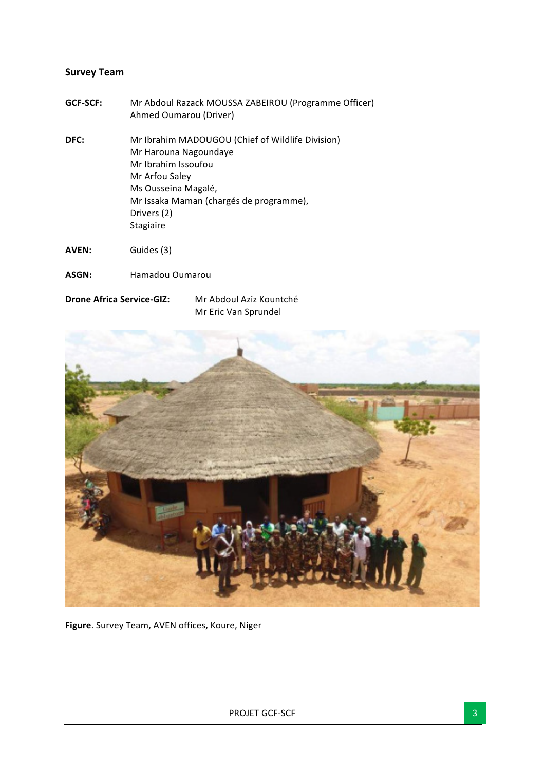## Survey Team

**GCF-SCF:** Mr Abdoul Razack MOUSSA ZABEIROU (Programme Officer)
Ahmed Oumarou (Driver)

**DFC:** Mr Ibrahim MADOUGOU (Chief of Wildlife Division)
Mr Harouna Nagoundaye
Mr Ibrahim Issoufou
Mr Arfou Saley
Ms Ousseina Magalé,
Mr Issaka Maman (chargés de programme),
Drivers (2)
Stagiaire

**AVEN:** Guides (3)

**ASGN:** Hamadou Oumarou

**Drone Africa Service-GIZ:** Mr Abdoul Aziz Kountché
Mr Eric Van Sprundel

**Figure**. Survey Team, AVEN offices, Koure, Niger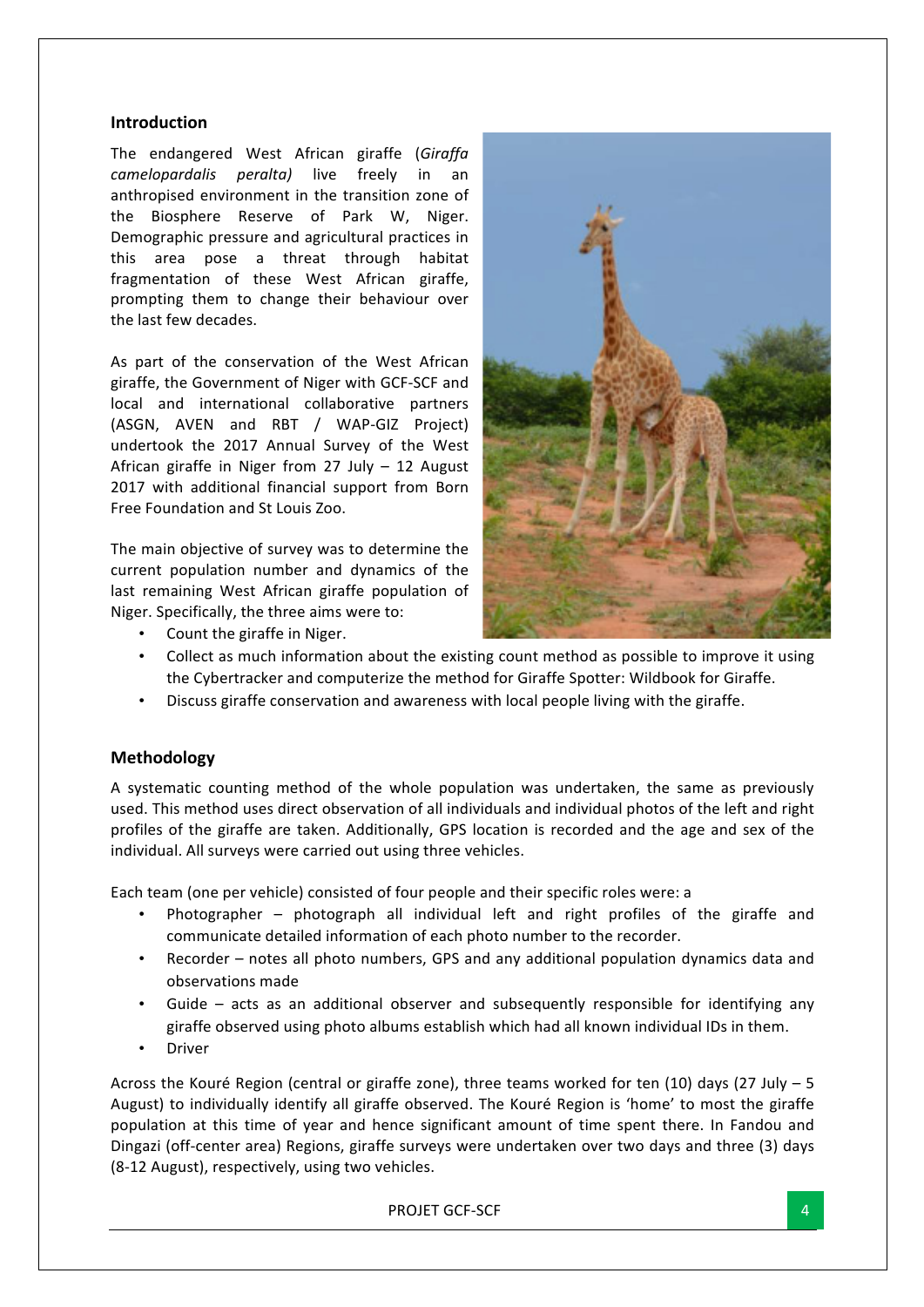## Introduction

The endangered West African giraffe (*Giraffa camelopardalis peralta)* live freely in an anthropised environment in the transition zone of the Biosphere Reserve of Park W, Niger. Demographic pressure and agricultural practices in this area pose a threat through habitat fragmentation of these West African giraffe, prompting them to change their behaviour over the last few decades.

As part of the conservation of the West African giraffe, the Government of Niger with GCF-SCF and local and international collaborative partners (ASGN, AVEN and RBT / WAP-GIZ Project) undertook the 2017 Annual Survey of the West African giraffe in Niger from 27 July – 12 August 2017 with additional financial support from Born Free Foundation and St Louis Zoo.

The main objective of survey was to determine the current population number and dynamics of the last remaining West African giraffe population of Niger. Specifically, the three aims were to:

- Count the giraffe in Niger.
- Collect as much information about the existing count method as possible to improve it using the Cybertracker and computerize the method for Giraffe Spotter: Wildbook for Giraffe.
- Discuss giraffe conservation and awareness with local people living with the giraffe.

## Methodology

A systematic counting method of the whole population was undertaken, the same as previously used. This method uses direct observation of all individuals and individual photos of the left and right profiles of the giraffe are taken. Additionally, GPS location is recorded and the age and sex of the individual. All surveys were carried out using three vehicles.

Each team (one per vehicle) consisted of four people and their specific roles were: a

- Photographer – photograph all individual left and right profiles of the giraffe and communicate detailed information of each photo number to the recorder.
- Recorder – notes all photo numbers, GPS and any additional population dynamics data and observations made
- Guide – acts as an additional observer and subsequently responsible for identifying any giraffe observed using photo albums establish which had all known individual IDs in them.
- Driver

Across the Kouré Region (central or giraffe zone), three teams worked for ten (10) days (27 July – 5 August) to individually identify all giraffe observed. The Kouré Region is 'home' to most the giraffe population at this time of year and hence significant amount of time spent there. In Fandou and Dingazi (off-center area) Regions, giraffe surveys were undertaken over two days and three (3) days (8-12 August), respectively, using two vehicles.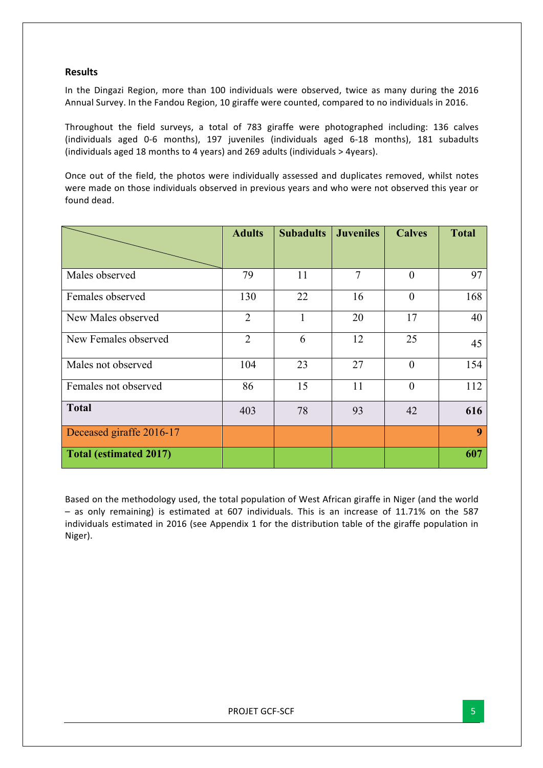## Results

In the Dingazi Region, more than 100 individuals were observed, twice as many during the 2016 Annual Survey. In the Fandou Region, 10 giraffe were counted, compared to no individuals in 2016.

Throughout the field surveys, a total of 783 giraffe were photographed including: 136 calves (individuals aged 0-6 months), 197 juveniles (individuals aged 6-18 months), 181 subadults (individuals aged 18 months to 4 years) and 269 adults (individuals > 4years).

Once out of the field, the photos were individually assessed and duplicates removed, whilst notes were made on those individuals observed in previous years and who were not observed this year or found dead.

| | Adults | Subadults | Juveniles | Calves | Total |
|---|---|---|---|---|---|
| Males observed | 79 | 11 | 7 | 0 | 97 |
| Females observed | 130 | 22 | 16 | 0 | 168 |
| New Males observed | 2 | 1 | 20 | 17 | 40 |
| New Females observed | 2 | 6 | 12 | 25 | 45 |
| Males not observed | 104 | 23 | 27 | 0 | 154 |
| Females not observed | 86 | 15 | 11 | 0 | 112 |
| **Total** | 403 | 78 | 93 | 42 | **616** |
| Deceased giraffe 2016-17 | | | | | **9** |
| **Total (estimated 2017)** | | | | | **607** |

Based on the methodology used, the total population of West African giraffe in Niger (and the world – as only remaining) is estimated at 607 individuals. This is an increase of 11.71% on the 587 individuals estimated in 2016 (see Appendix 1 for the distribution table of the giraffe population in Niger).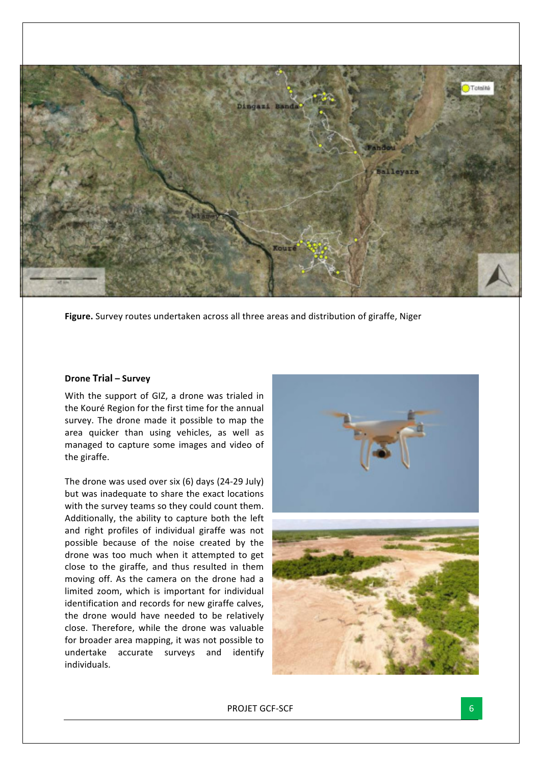**Figure.** Survey routes undertaken across all three areas and distribution of giraffe, Niger

**Drone Trial – Survey**

With the support of GIZ, a drone was trialed in the Kouré Region for the first time for the annual survey. The drone made it possible to map the area quicker than using vehicles, as well as managed to capture some images and video of the giraffe.

The drone was used over six (6) days (24-29 July) but was inadequate to share the exact locations with the survey teams so they could count them. Additionally, the ability to capture both the left and right profiles of individual giraffe was not possible because of the noise created by the drone was too much when it attempted to get close to the giraffe, and thus resulted in them moving off. As the camera on the drone had a limited zoom, which is important for individual identification and records for new giraffe calves, the drone would have needed to be relatively close. Therefore, while the drone was valuable for broader area mapping, it was not possible to undertake accurate surveys and identify individuals.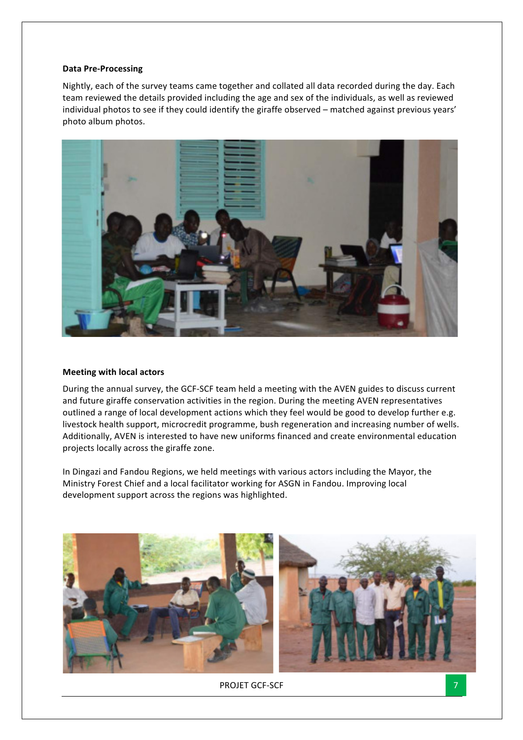**Data Pre-Processing**

Nightly, each of the survey teams came together and collated all data recorded during the day. Each team reviewed the details provided including the age and sex of the individuals, as well as reviewed individual photos to see if they could identify the giraffe observed – matched against previous years' photo album photos.

**Meeting with local actors**

During the annual survey, the GCF-SCF team held a meeting with the AVEN guides to discuss current and future giraffe conservation activities in the region. During the meeting AVEN representatives outlined a range of local development actions which they feel would be good to develop further e.g. livestock health support, microcredit programme, bush regeneration and increasing number of wells. Additionally, AVEN is interested to have new uniforms financed and create environmental education projects locally across the giraffe zone.

In Dingazi and Fandou Regions, we held meetings with various actors including the Mayor, the Ministry Forest Chief and a local facilitator working for ASGN in Fandou. Improving local development support across the regions was highlighted.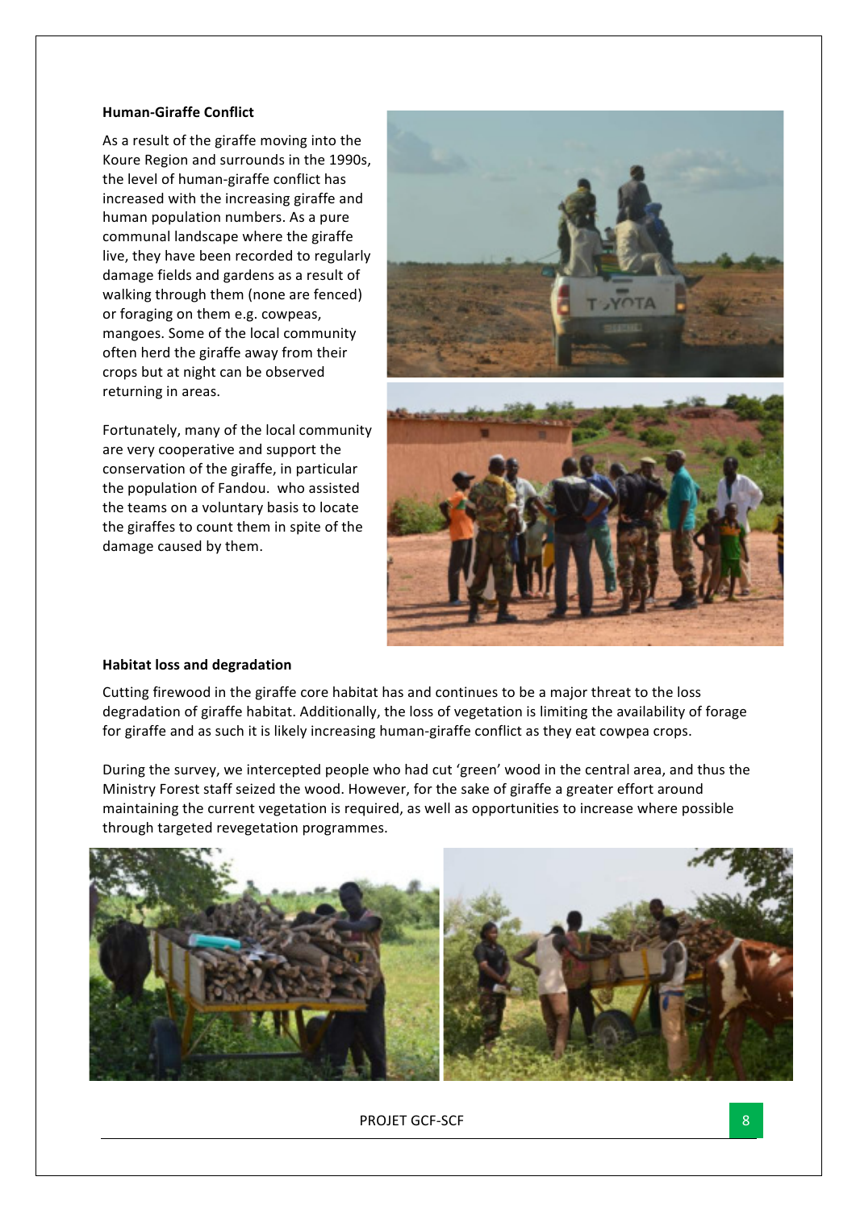**Human-Giraffe Conflict**

As a result of the giraffe moving into the Koure Region and surrounds in the 1990s, the level of human-giraffe conflict has increased with the increasing giraffe and human population numbers. As a pure communal landscape where the giraffe live, they have been recorded to regularly damage fields and gardens as a result of walking through them (none are fenced) or foraging on them e.g. cowpeas, mangoes. Some of the local community often herd the giraffe away from their crops but at night can be observed returning in areas.

Fortunately, many of the local community are very cooperative and support the conservation of the giraffe, in particular the population of Fandou. who assisted the teams on a voluntary basis to locate the giraffes to count them in spite of the damage caused by them.

**Habitat loss and degradation**

Cutting firewood in the giraffe core habitat has and continues to be a major threat to the loss degradation of giraffe habitat. Additionally, the loss of vegetation is limiting the availability of forage for giraffe and as such it is likely increasing human-giraffe conflict as they eat cowpea crops.

During the survey, we intercepted people who had cut 'green' wood in the central area, and thus the Ministry Forest staff seized the wood. However, for the sake of giraffe a greater effort around maintaining the current vegetation is required, as well as opportunities to increase where possible through targeted revegetation programmes.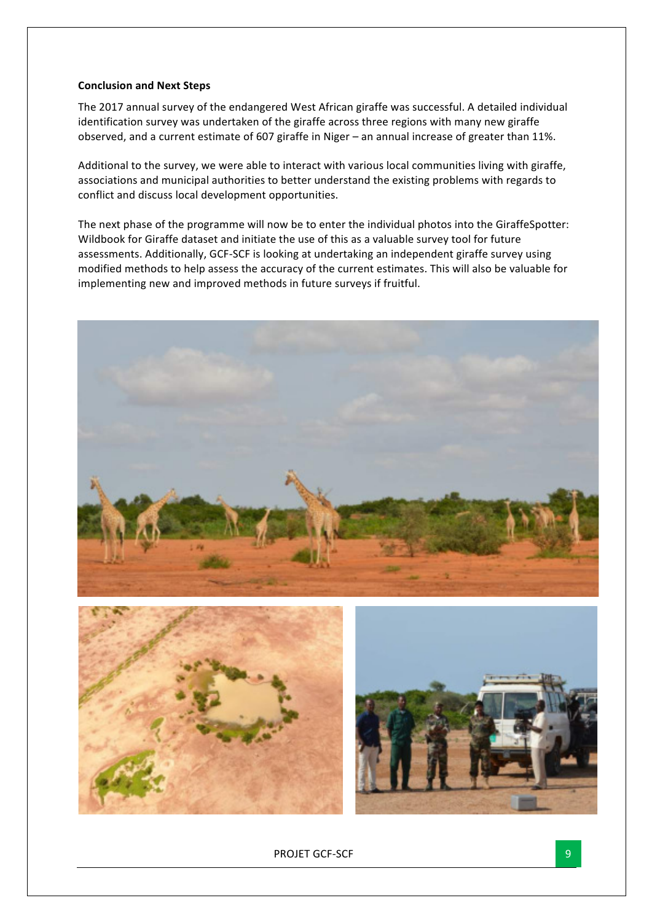**Conclusion and Next Steps**

The 2017 annual survey of the endangered West African giraffe was successful. A detailed individual identification survey was undertaken of the giraffe across three regions with many new giraffe observed, and a current estimate of 607 giraffe in Niger – an annual increase of greater than 11%.

Additional to the survey, we were able to interact with various local communities living with giraffe, associations and municipal authorities to better understand the existing problems with regards to conflict and discuss local development opportunities.

The next phase of the programme will now be to enter the individual photos into the GiraffeSpotter: Wildbook for Giraffe dataset and initiate the use of this as a valuable survey tool for future assessments. Additionally, GCF-SCF is looking at undertaking an independent giraffe survey using modified methods to help assess the accuracy of the current estimates. This will also be valuable for implementing new and improved methods in future surveys if fruitful.